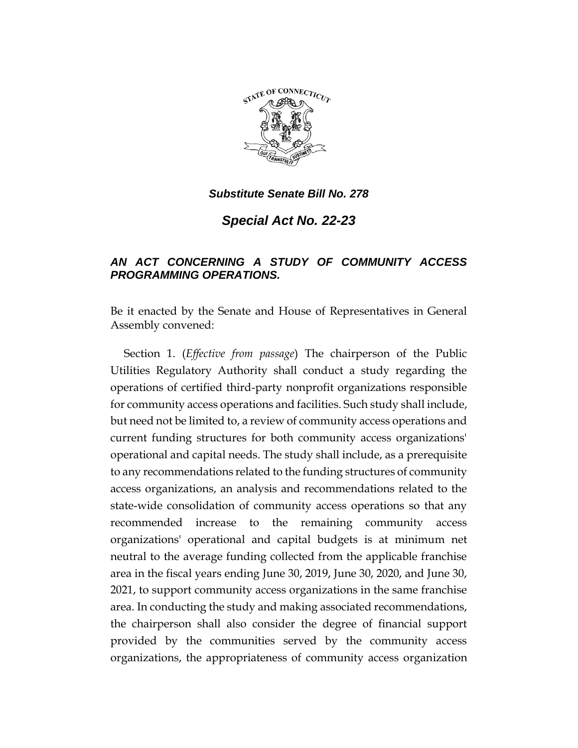***Substitute Senate Bill No. 278***

# *Special Act No. 22-23*

## *AN ACT CONCERNING A STUDY OF COMMUNITY ACCESS PROGRAMMING OPERATIONS.*

Be it enacted by the Senate and House of Representatives in General Assembly convened:

Section 1. (*Effective from passage*) The chairperson of the Public Utilities Regulatory Authority shall conduct a study regarding the operations of certified third-party nonprofit organizations responsible for community access operations and facilities. Such study shall include, but need not be limited to, a review of community access operations and current funding structures for both community access organizations' operational and capital needs. The study shall include, as a prerequisite to any recommendations related to the funding structures of community access organizations, an analysis and recommendations related to the state-wide consolidation of community access operations so that any recommended increase to the remaining community access organizations' operational and capital budgets is at minimum net neutral to the average funding collected from the applicable franchise area in the fiscal years ending June 30, 2019, June 30, 2020, and June 30, 2021, to support community access organizations in the same franchise area. In conducting the study and making associated recommendations, the chairperson shall also consider the degree of financial support provided by the communities served by the community access organizations, the appropriateness of community access organization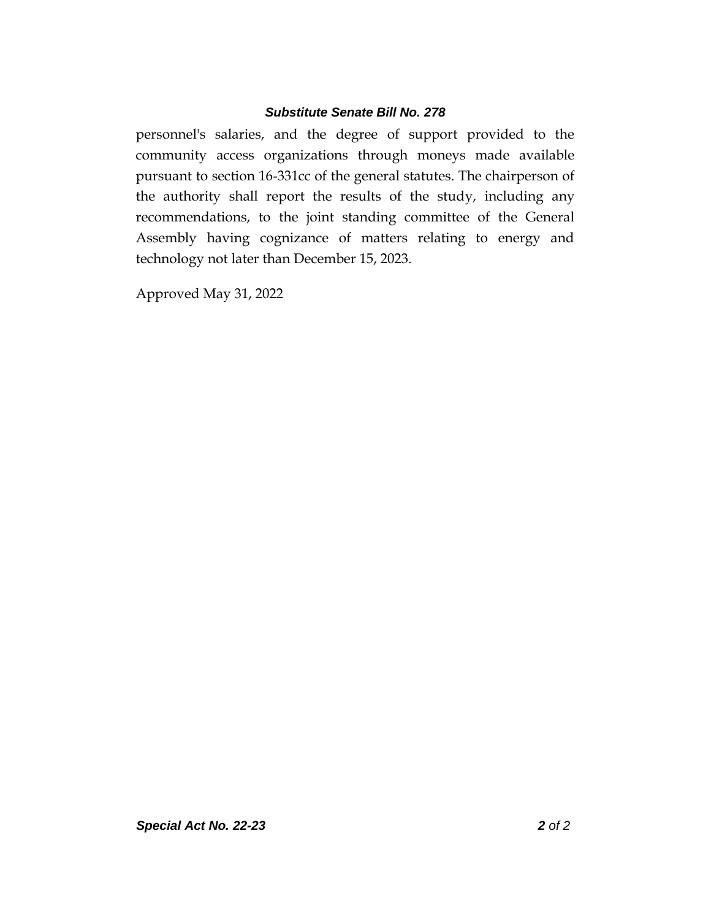personnel's salaries, and the degree of support provided to the community access organizations through moneys made available pursuant to section 16-331cc of the general statutes. The chairperson of the authority shall report the results of the study, including any recommendations, to the joint standing committee of the General Assembly having cognizance of matters relating to energy and technology not later than December 15, 2023.

Approved May 31, 2022